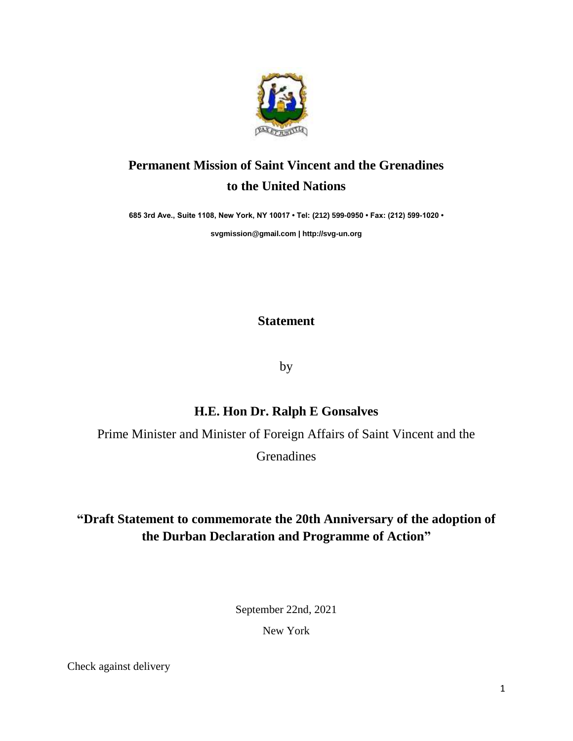# Permanent Mission of Saint Vincent and the Grenadines to the United Nations

**685 3rd Ave., Suite 1108, New York, NY 10017 • Tel: (212) 599-0950 • Fax: (212) 599-1020 •**

**svgmission@gmail.com | http://svg-un.org**

## Statement

by

## H.E. Hon Dr. Ralph E Gonsalves

Prime Minister and Minister of Foreign Affairs of Saint Vincent and the Grenadines

## "Draft Statement to commemorate the 20th Anniversary of the adoption of the Durban Declaration and Programme of Action"

September 22nd, 2021

New York

Check against delivery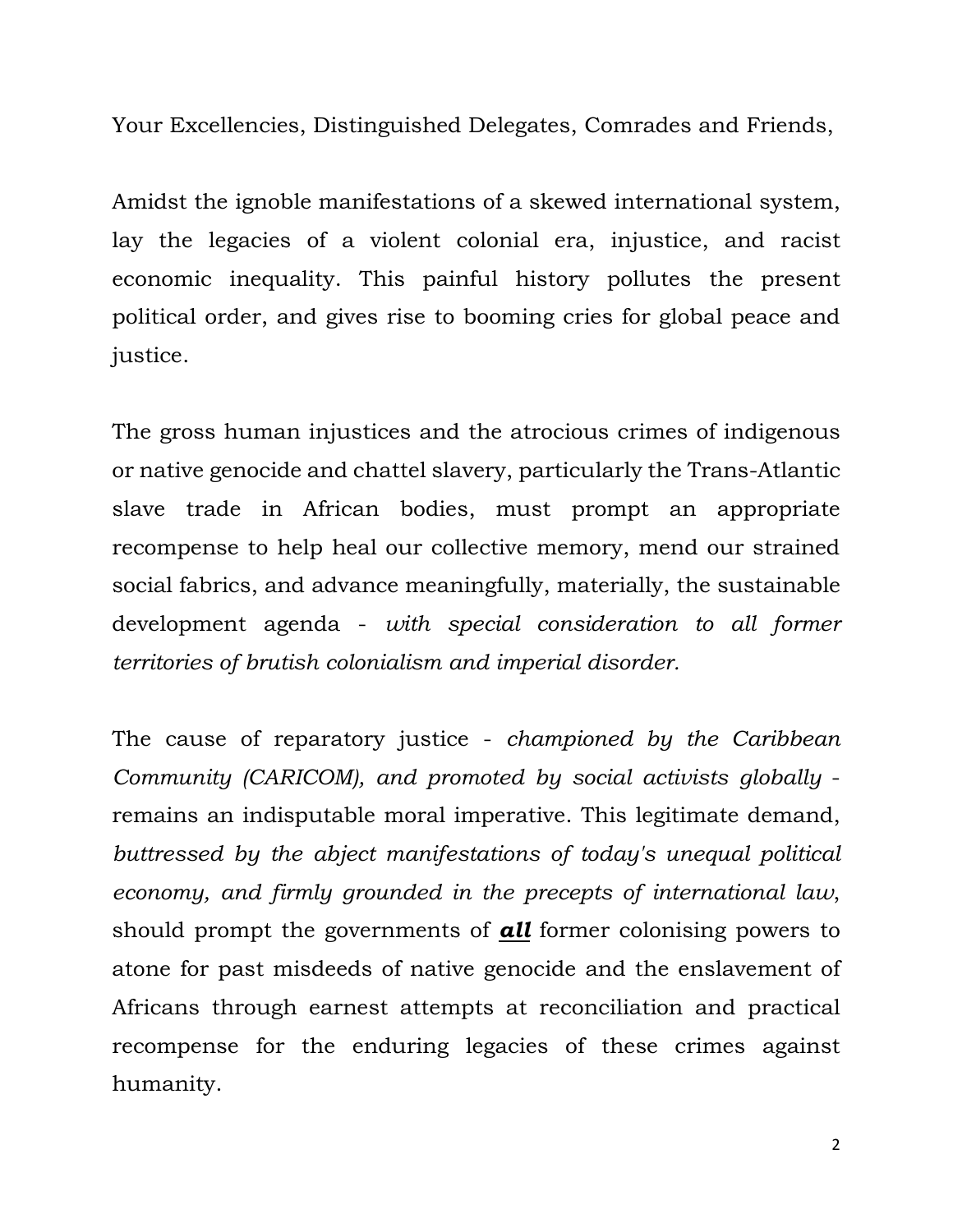Your Excellencies, Distinguished Delegates, Comrades and Friends,

Amidst the ignoble manifestations of a skewed international system, lay the legacies of a violent colonial era, injustice, and racist economic inequality. This painful history pollutes the present political order, and gives rise to booming cries for global peace and justice.

The gross human injustices and the atrocious crimes of indigenous or native genocide and chattel slavery, particularly the Trans-Atlantic slave trade in African bodies, must prompt an appropriate recompense to help heal our collective memory, mend our strained social fabrics, and advance meaningfully, materially, the sustainable development agenda - *with special consideration to all former territories of brutish colonialism and imperial disorder.*

The cause of reparatory justice - *championed by the Caribbean Community (CARICOM), and promoted by social activists globally* - remains an indisputable moral imperative. This legitimate demand, *buttressed by the abject manifestations of today's unequal political economy, and firmly grounded in the precepts of international law*, should prompt the governments of ***<u>all</u>*** former colonising powers to atone for past misdeeds of native genocide and the enslavement of Africans through earnest attempts at reconciliation and practical recompense for the enduring legacies of these crimes against humanity.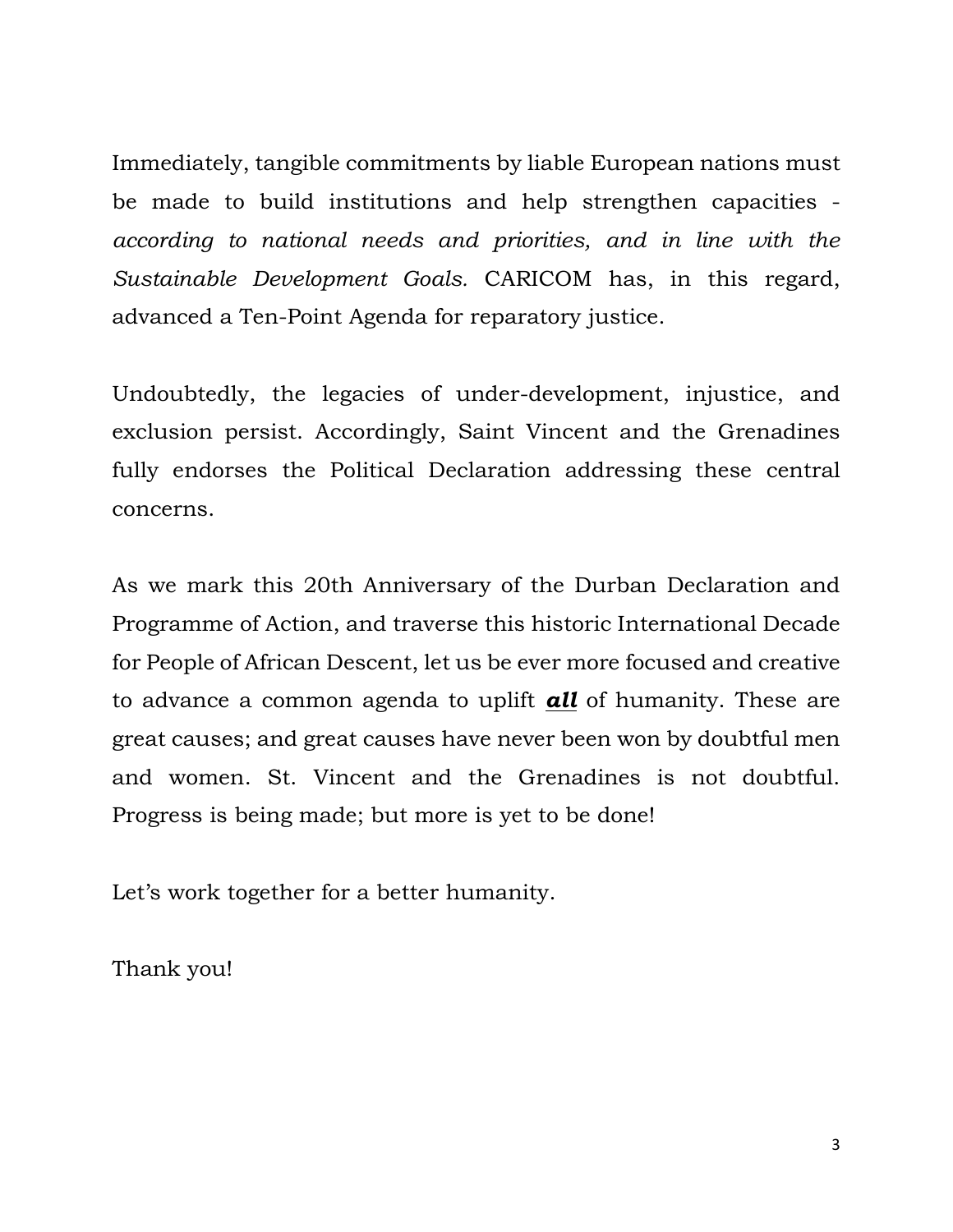Immediately, tangible commitments by liable European nations must be made to build institutions and help strengthen capacities - *according to national needs and priorities, and in line with the Sustainable Development Goals.* CARICOM has, in this regard, advanced a Ten-Point Agenda for reparatory justice.

Undoubtedly, the legacies of under-development, injustice, and exclusion persist. Accordingly, Saint Vincent and the Grenadines fully endorses the Political Declaration addressing these central concerns.

As we mark this 20th Anniversary of the Durban Declaration and Programme of Action, and traverse this historic International Decade for People of African Descent, let us be ever more focused and creative to advance a common agenda to uplift ***all*** of humanity. These are great causes; and great causes have never been won by doubtful men and women. St. Vincent and the Grenadines is not doubtful. Progress is being made; but more is yet to be done!

Let's work together for a better humanity.

Thank you!